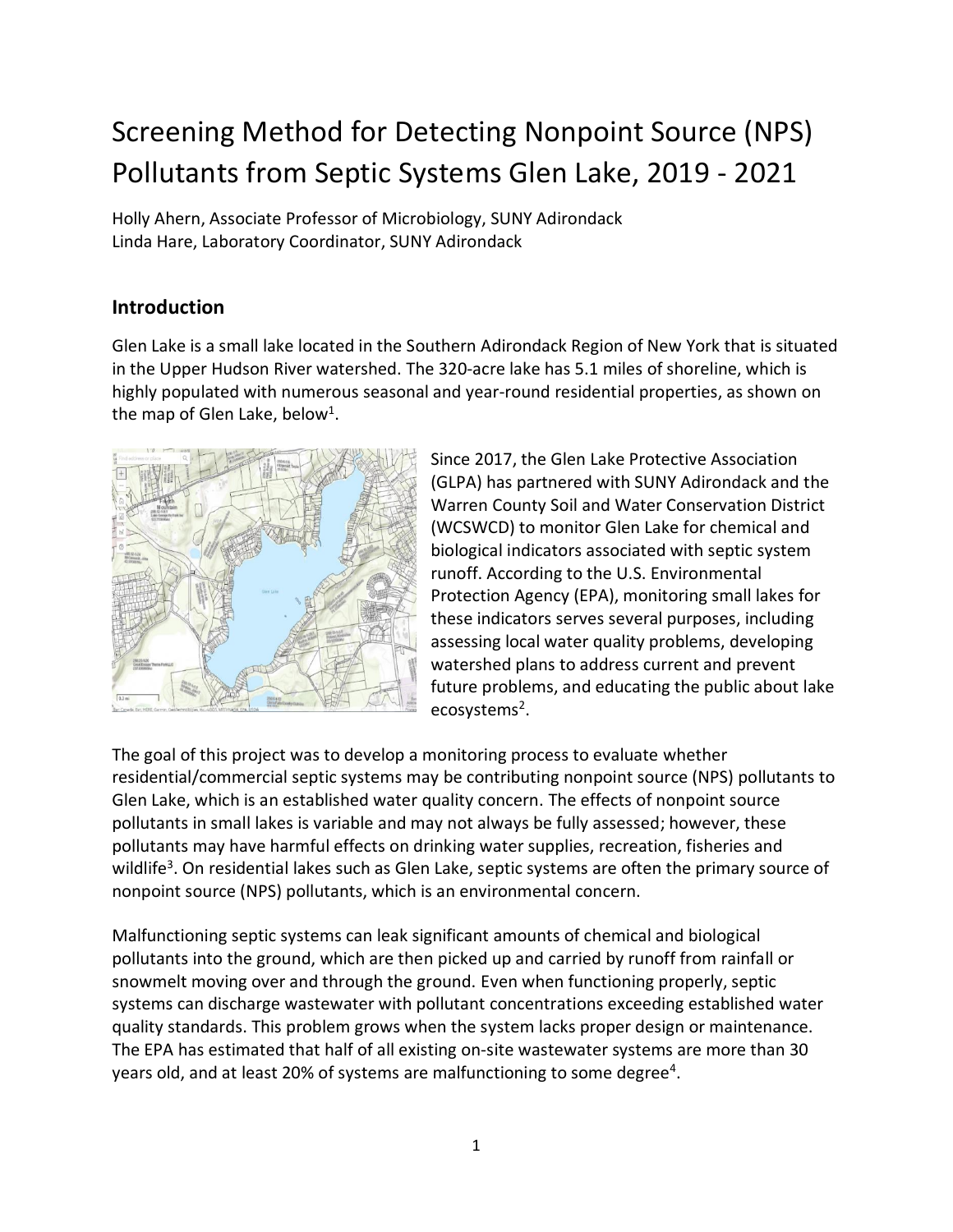# Screening Method for Detecting Nonpoint Source (NPS) Pollutants from Septic Systems Glen Lake, 2019 - 2021

Holly Ahern, Associate Professor of Microbiology, SUNY Adirondack
Linda Hare, Laboratory Coordinator, SUNY Adirondack

## Introduction

Glen Lake is a small lake located in the Southern Adirondack Region of New York that is situated in the Upper Hudson River watershed. The 320-acre lake has 5.1 miles of shoreline, which is highly populated with numerous seasonal and year-round residential properties, as shown on the map of Glen Lake, below[1].

Since 2017, the Glen Lake Protective Association (GLPA) has partnered with SUNY Adirondack and the Warren County Soil and Water Conservation District (WCSWCD) to monitor Glen Lake for chemical and biological indicators associated with septic system runoff. According to the U.S. Environmental Protection Agency (EPA), monitoring small lakes for these indicators serves several purposes, including assessing local water quality problems, developing watershed plans to address current and prevent future problems, and educating the public about lake ecosystems[2].

The goal of this project was to develop a monitoring process to evaluate whether residential/commercial septic systems may be contributing nonpoint source (NPS) pollutants to Glen Lake, which is an established water quality concern. The effects of nonpoint source pollutants in small lakes is variable and may not always be fully assessed; however, these pollutants may have harmful effects on drinking water supplies, recreation, fisheries and wildlife[3]. On residential lakes such as Glen Lake, septic systems are often the primary source of nonpoint source (NPS) pollutants, which is an environmental concern.

Malfunctioning septic systems can leak significant amounts of chemical and biological pollutants into the ground, which are then picked up and carried by runoff from rainfall or snowmelt moving over and through the ground. Even when functioning properly, septic systems can discharge wastewater with pollutant concentrations exceeding established water quality standards. This problem grows when the system lacks proper design or maintenance. The EPA has estimated that half of all existing on-site wastewater systems are more than 30 years old, and at least 20% of systems are malfunctioning to some degree[4].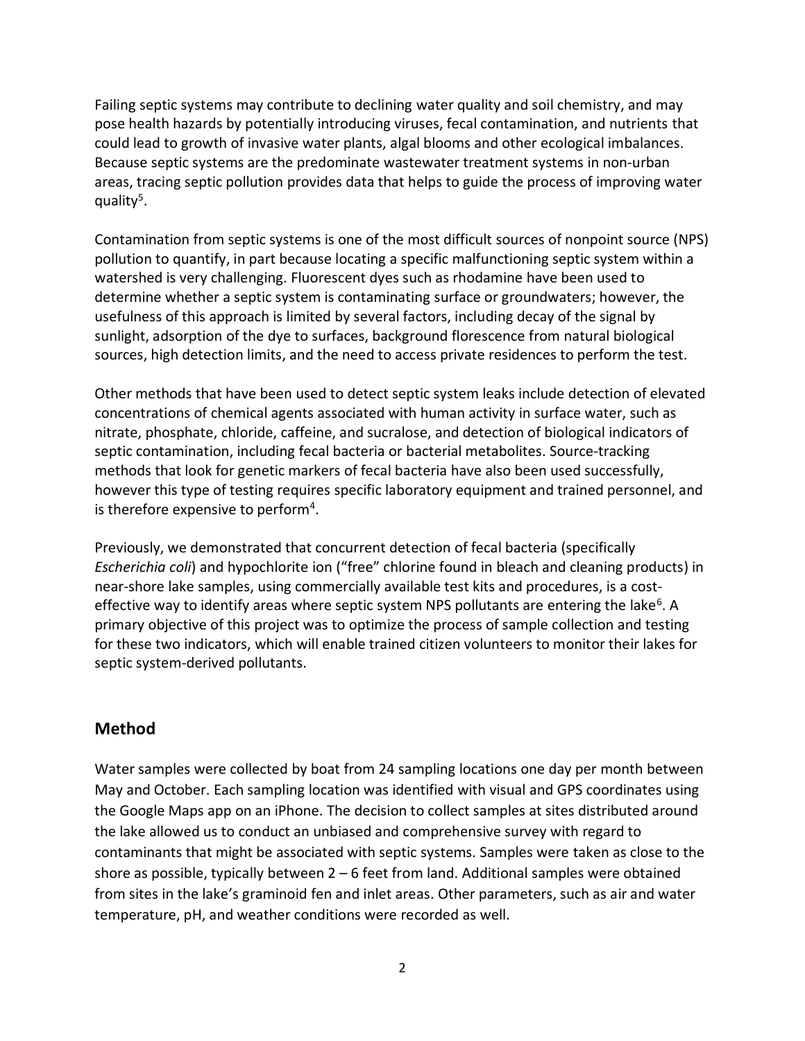Failing septic systems may contribute to declining water quality and soil chemistry, and may pose health hazards by potentially introducing viruses, fecal contamination, and nutrients that could lead to growth of invasive water plants, algal blooms and other ecological imbalances. Because septic systems are the predominate wastewater treatment systems in non-urban areas, tracing septic pollution provides data that helps to guide the process of improving water quality[5].

Contamination from septic systems is one of the most difficult sources of nonpoint source (NPS) pollution to quantify, in part because locating a specific malfunctioning septic system within a watershed is very challenging. Fluorescent dyes such as rhodamine have been used to determine whether a septic system is contaminating surface or groundwaters; however, the usefulness of this approach is limited by several factors, including decay of the signal by sunlight, adsorption of the dye to surfaces, background florescence from natural biological sources, high detection limits, and the need to access private residences to perform the test.

Other methods that have been used to detect septic system leaks include detection of elevated concentrations of chemical agents associated with human activity in surface water, such as nitrate, phosphate, chloride, caffeine, and sucralose, and detection of biological indicators of septic contamination, including fecal bacteria or bacterial metabolites. Source-tracking methods that look for genetic markers of fecal bacteria have also been used successfully, however this type of testing requires specific laboratory equipment and trained personnel, and is therefore expensive to perform[4].

Previously, we demonstrated that concurrent detection of fecal bacteria (specifically *Escherichia coli*) and hypochlorite ion ("free" chlorine found in bleach and cleaning products) in near-shore lake samples, using commercially available test kits and procedures, is a cost-effective way to identify areas where septic system NPS pollutants are entering the lake[6]. A primary objective of this project was to optimize the process of sample collection and testing for these two indicators, which will enable trained citizen volunteers to monitor their lakes for septic system-derived pollutants.

## Method

Water samples were collected by boat from 24 sampling locations one day per month between May and October. Each sampling location was identified with visual and GPS coordinates using the Google Maps app on an iPhone. The decision to collect samples at sites distributed around the lake allowed us to conduct an unbiased and comprehensive survey with regard to contaminants that might be associated with septic systems. Samples were taken as close to the shore as possible, typically between 2 – 6 feet from land. Additional samples were obtained from sites in the lake's graminoid fen and inlet areas. Other parameters, such as air and water temperature, pH, and weather conditions were recorded as well.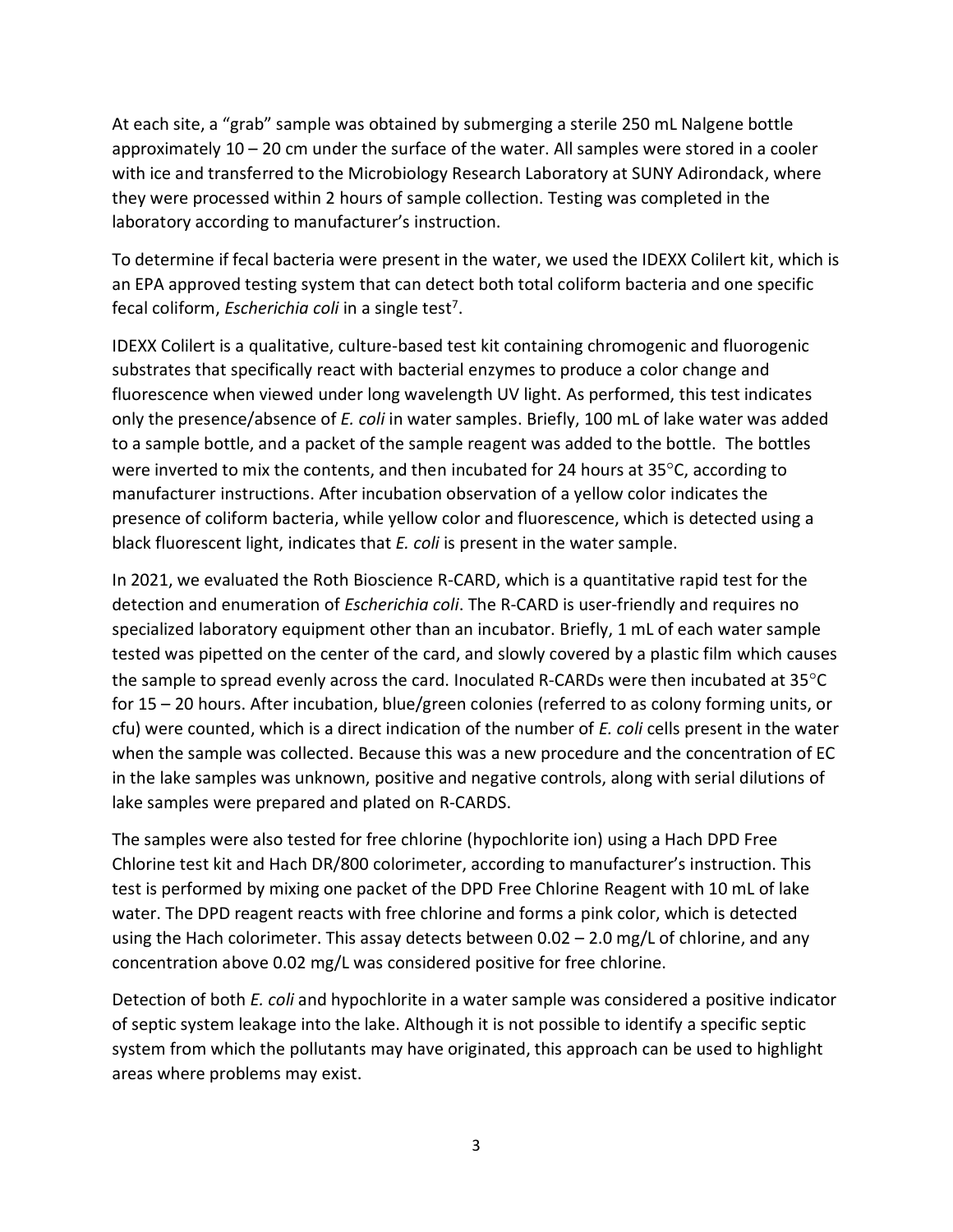At each site, a "grab" sample was obtained by submerging a sterile 250 mL Nalgene bottle approximately 10 – 20 cm under the surface of the water. All samples were stored in a cooler with ice and transferred to the Microbiology Research Laboratory at SUNY Adirondack, where they were processed within 2 hours of sample collection. Testing was completed in the laboratory according to manufacturer's instruction.

To determine if fecal bacteria were present in the water, we used the IDEXX Colilert kit, which is an EPA approved testing system that can detect both total coliform bacteria and one specific fecal coliform, *Escherichia coli* in a single test[7].

IDEXX Colilert is a qualitative, culture-based test kit containing chromogenic and fluorogenic substrates that specifically react with bacterial enzymes to produce a color change and fluorescence when viewed under long wavelength UV light. As performed, this test indicates only the presence/absence of *E. coli* in water samples. Briefly, 100 mL of lake water was added to a sample bottle, and a packet of the sample reagent was added to the bottle. The bottles were inverted to mix the contents, and then incubated for 24 hours at 35°C, according to manufacturer instructions. After incubation observation of a yellow color indicates the presence of coliform bacteria, while yellow color and fluorescence, which is detected using a black fluorescent light, indicates that *E. coli* is present in the water sample.

In 2021, we evaluated the Roth Bioscience R-CARD, which is a quantitative rapid test for the detection and enumeration of *Escherichia coli*. The R-CARD is user-friendly and requires no specialized laboratory equipment other than an incubator. Briefly, 1 mL of each water sample tested was pipetted on the center of the card, and slowly covered by a plastic film which causes the sample to spread evenly across the card. Inoculated R-CARDs were then incubated at 35°C for 15 – 20 hours. After incubation, blue/green colonies (referred to as colony forming units, or cfu) were counted, which is a direct indication of the number of *E. coli* cells present in the water when the sample was collected. Because this was a new procedure and the concentration of EC in the lake samples was unknown, positive and negative controls, along with serial dilutions of lake samples were prepared and plated on R-CARDS.

The samples were also tested for free chlorine (hypochlorite ion) using a Hach DPD Free Chlorine test kit and Hach DR/800 colorimeter, according to manufacturer's instruction. This test is performed by mixing one packet of the DPD Free Chlorine Reagent with 10 mL of lake water. The DPD reagent reacts with free chlorine and forms a pink color, which is detected using the Hach colorimeter. This assay detects between 0.02 – 2.0 mg/L of chlorine, and any concentration above 0.02 mg/L was considered positive for free chlorine.

Detection of both *E. coli* and hypochlorite in a water sample was considered a positive indicator of septic system leakage into the lake. Although it is not possible to identify a specific septic system from which the pollutants may have originated, this approach can be used to highlight areas where problems may exist.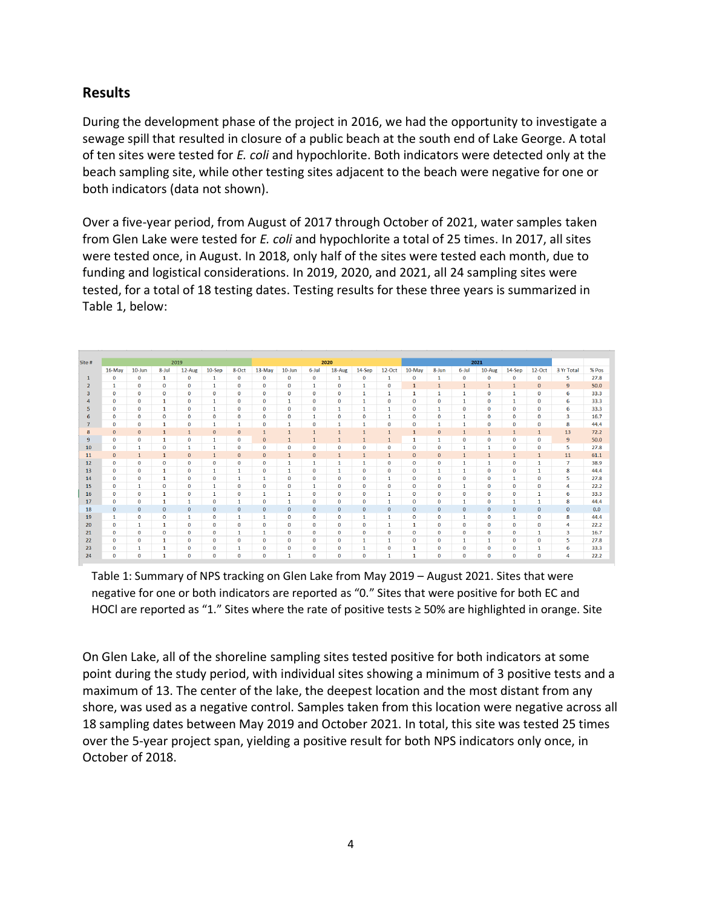## Results

During the development phase of the project in 2016, we had the opportunity to investigate a sewage spill that resulted in closure of a public beach at the south end of Lake George. A total of ten sites were tested for *E. coli* and hypochlorite. Both indicators were detected only at the beach sampling site, while other testing sites adjacent to the beach were negative for one or both indicators (data not shown).

Over a five-year period, from August of 2017 through October of 2021, water samples taken from Glen Lake were tested for *E. coli* and hypochlorite a total of 25 times. In 2017, all sites were tested once, in August. In 2018, only half of the sites were tested each month, due to funding and logistical considerations. In 2019, 2020, and 2021, all 24 sampling sites were tested, for a total of 18 testing dates. Testing results for these three years is summarized in Table 1, below:

| Site # | 2019 | | | | | | 2020 | | | | | | 2021 | | | | | | | |
|---|---|---|---|---|---|---|---|---|---|---|---|---|---|---|---|---|---|---|---|---|
| | 16-May | 10-Jun | 8-Jul | 12-Aug | 10-Sep | 8-Oct | 13-May | 10-Jun | 6-Jul | 18-Aug | 14-Sep | 12-Oct | 10-May | 8-Jun | 6-Jul | 10-Aug | 14-Sep | 12-Oct | 3 Yr Total | % Pos |
| 1 | 0 | 0 | 1 | 0 | 1 | 0 | 0 | 0 | 0 | 1 | 0 | 1 | 0 | 1 | 0 | 0 | 0 | 0 | 5 | 27.8 |
| 2 | 1 | 0 | 0 | 0 | 1 | 0 | 0 | 0 | 1 | 0 | 1 | 0 | 1 | 1 | 1 | 1 | 1 | 0 | 9 | 50.0 |
| 3 | 0 | 0 | 0 | 0 | 0 | 0 | 0 | 0 | 0 | 0 | 1 | 1 | 1 | 1 | 1 | 0 | 1 | 0 | 6 | 33.3 |
| 4 | 0 | 0 | 1 | 0 | 1 | 0 | 0 | 1 | 0 | 0 | 1 | 0 | 0 | 0 | 1 | 0 | 1 | 0 | 6 | 33.3 |
| 5 | 0 | 0 | 1 | 0 | 1 | 0 | 0 | 0 | 0 | 1 | 1 | 1 | 0 | 1 | 0 | 0 | 0 | 0 | 6 | 33.3 |
| 6 | 0 | 0 | 0 | 0 | 0 | 0 | 0 | 0 | 1 | 0 | 0 | 1 | 0 | 0 | 1 | 0 | 0 | 0 | 3 | 16.7 |
| 7 | 0 | 0 | 1 | 0 | 1 | 1 | 0 | 1 | 0 | 1 | 1 | 0 | 0 | 1 | 1 | 0 | 0 | 0 | 8 | 44.4 |
| 8 | 0 | 0 | 1 | 1 | 0 | 0 | 1 | 1 | 1 | 1 | 1 | 1 | 1 | 0 | 1 | 1 | 1 | 1 | 13 | 72.2 |
| 9 | 0 | 0 | 1 | 0 | 1 | 0 | 0 | 1 | 1 | 1 | 1 | 1 | 1 | 1 | 0 | 0 | 0 | 0 | 9 | 50.0 |
| 10 | 0 | 1 | 0 | 1 | 1 | 0 | 0 | 0 | 0 | 0 | 0 | 0 | 0 | 0 | 1 | 1 | 0 | 0 | 5 | 27.8 |
| 11 | 0 | 1 | 1 | 0 | 1 | 0 | 0 | 1 | 0 | 1 | 1 | 1 | 0 | 0 | 1 | 1 | 1 | 1 | 11 | 61.1 |
| 12 | 0 | 0 | 0 | 0 | 0 | 0 | 0 | 1 | 1 | 1 | 1 | 0 | 0 | 0 | 1 | 1 | 0 | 1 | 7 | 38.9 |
| 13 | 0 | 0 | 1 | 0 | 1 | 1 | 0 | 1 | 0 | 1 | 0 | 0 | 0 | 1 | 1 | 0 | 0 | 1 | 8 | 44.4 |
| 14 | 0 | 0 | 1 | 0 | 0 | 1 | 1 | 0 | 0 | 0 | 0 | 1 | 0 | 0 | 0 | 0 | 1 | 0 | 5 | 27.8 |
| 15 | 0 | 1 | 0 | 0 | 1 | 0 | 0 | 0 | 1 | 0 | 0 | 0 | 0 | 0 | 1 | 0 | 0 | 0 | 4 | 22.2 |
| 16 | 0 | 0 | 1 | 0 | 1 | 0 | 1 | 1 | 0 | 0 | 0 | 1 | 0 | 0 | 0 | 0 | 0 | 1 | 6 | 33.3 |
| 17 | 0 | 0 | 1 | 1 | 0 | 1 | 0 | 1 | 0 | 0 | 0 | 1 | 0 | 0 | 1 | 0 | 1 | 1 | 8 | 44.4 |
| 18 | 0 | 0 | 0 | 0 | 0 | 0 | 0 | 0 | 0 | 0 | 0 | 0 | 0 | 0 | 0 | 0 | 0 | 0 | 0 | 0.0 |
| 19 | 1 | 0 | 0 | 1 | 0 | 1 | 1 | 0 | 0 | 0 | 1 | 1 | 0 | 0 | 1 | 0 | 1 | 0 | 8 | 44.4 |
| 20 | 0 | 1 | 1 | 0 | 0 | 0 | 0 | 0 | 0 | 0 | 0 | 1 | 1 | 0 | 0 | 0 | 0 | 0 | 4 | 22.2 |
| 21 | 0 | 0 | 0 | 0 | 0 | 1 | 1 | 0 | 0 | 0 | 0 | 0 | 0 | 0 | 0 | 0 | 0 | 1 | 3 | 16.7 |
| 22 | 0 | 0 | 1 | 0 | 0 | 0 | 0 | 0 | 0 | 0 | 1 | 1 | 0 | 0 | 1 | 1 | 0 | 0 | 5 | 27.8 |
| 23 | 0 | 1 | 1 | 0 | 0 | 1 | 0 | 0 | 0 | 0 | 1 | 0 | 1 | 0 | 0 | 0 | 0 | 1 | 6 | 33.3 |
| 24 | 0 | 0 | 1 | 0 | 0 | 0 | 0 | 1 | 0 | 0 | 0 | 1 | 1 | 0 | 0 | 0 | 0 | 0 | 4 | 22.2 |

Table 1: Summary of NPS tracking on Glen Lake from May 2019 – August 2021. Sites that were negative for one or both indicators are reported as "0." Sites that were positive for both EC and HOCl are reported as "1." Sites where the rate of positive tests ≥ 50% are highlighted in orange. Site

On Glen Lake, all of the shoreline sampling sites tested positive for both indicators at some point during the study period, with individual sites showing a minimum of 3 positive tests and a maximum of 13. The center of the lake, the deepest location and the most distant from any shore, was used as a negative control. Samples taken from this location were negative across all 18 sampling dates between May 2019 and October 2021. In total, this site was tested 25 times over the 5-year project span, yielding a positive result for both NPS indicators only once, in October of 2018.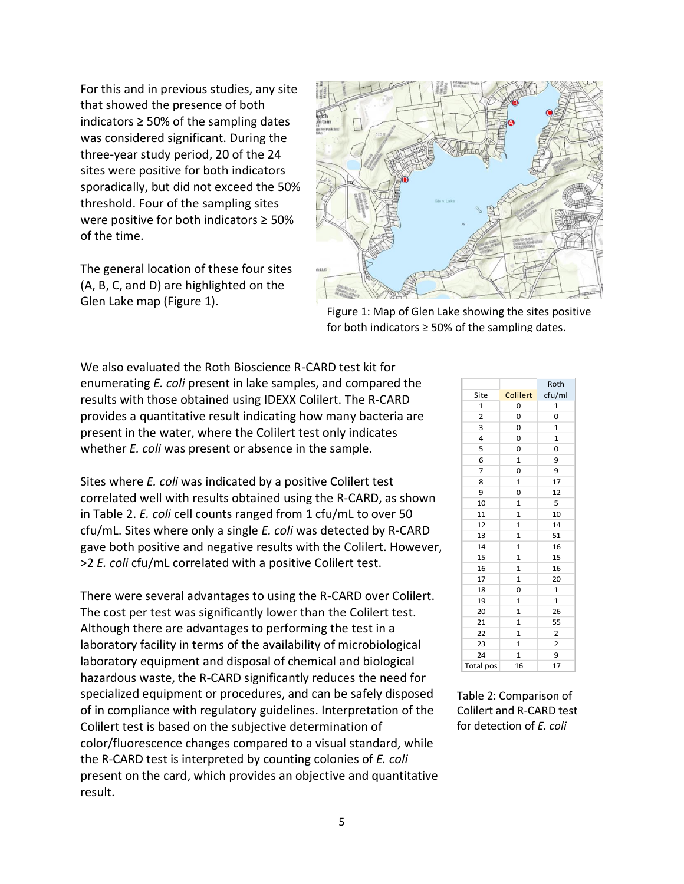For this and in previous studies, any site that showed the presence of both indicators ≥ 50% of the sampling dates was considered significant. During the three-year study period, 20 of the 24 sites were positive for both indicators sporadically, but did not exceed the 50% threshold. Four of the sampling sites were positive for both indicators ≥ 50% of the time.

The general location of these four sites (A, B, C, and D) are highlighted on the Glen Lake map (Figure 1).

Figure 1: Map of Glen Lake showing the sites positive for both indicators ≥ 50% of the sampling dates.

We also evaluated the Roth Bioscience R-CARD test kit for enumerating *E. coli* present in lake samples, and compared the results with those obtained using IDEXX Colilert. The R-CARD provides a quantitative result indicating how many bacteria are present in the water, where the Colilert test only indicates whether *E. coli* was present or absence in the sample.

Sites where *E. coli* was indicated by a positive Colilert test correlated well with results obtained using the R-CARD, as shown in Table 2. *E. coli* cell counts ranged from 1 cfu/mL to over 50 cfu/mL. Sites where only a single *E. coli* was detected by R-CARD gave both positive and negative results with the Colilert. However, >2 *E. coli* cfu/mL correlated with a positive Colilert test.

| Site | Colilert | Roth cfu/ml |
|---|---|---|
| 1 | 0 | 1 |
| 2 | 0 | 0 |
| 3 | 0 | 1 |
| 4 | 0 | 1 |
| 5 | 0 | 0 |
| 6 | 1 | 9 |
| 7 | 0 | 9 |
| 8 | 1 | 17 |
| 9 | 0 | 12 |
| 10 | 1 | 5 |
| 11 | 1 | 10 |
| 12 | 1 | 14 |
| 13 | 1 | 51 |
| 14 | 1 | 16 |
| 15 | 1 | 15 |
| 16 | 1 | 16 |
| 17 | 1 | 20 |
| 18 | 0 | 1 |
| 19 | 1 | 1 |
| 20 | 1 | 26 |
| 21 | 1 | 55 |
| 22 | 1 | 2 |
| 23 | 1 | 2 |
| 24 | 1 | 9 |
| Total pos | 16 | 17 |

Table 2: Comparison of Colilert and R-CARD test for detection of *E. coli*

There were several advantages to using the R-CARD over Colilert. The cost per test was significantly lower than the Colilert test. Although there are advantages to performing the test in a laboratory facility in terms of the availability of microbiological laboratory equipment and disposal of chemical and biological hazardous waste, the R-CARD significantly reduces the need for specialized equipment or procedures, and can be safely disposed of in compliance with regulatory guidelines. Interpretation of the Colilert test is based on the subjective determination of color/fluorescence changes compared to a visual standard, while the R-CARD test is interpreted by counting colonies of *E. coli* present on the card, which provides an objective and quantitative result.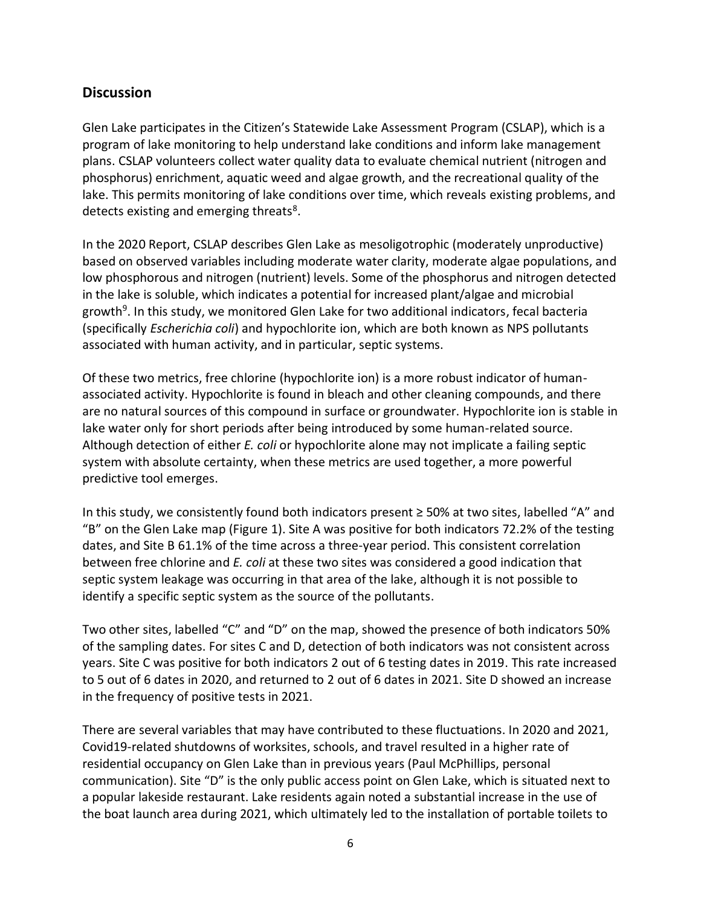## Discussion

Glen Lake participates in the Citizen's Statewide Lake Assessment Program (CSLAP), which is a program of lake monitoring to help understand lake conditions and inform lake management plans. CSLAP volunteers collect water quality data to evaluate chemical nutrient (nitrogen and phosphorus) enrichment, aquatic weed and algae growth, and the recreational quality of the lake. This permits monitoring of lake conditions over time, which reveals existing problems, and detects existing and emerging threats[8].

In the 2020 Report, CSLAP describes Glen Lake as mesoligotrophic (moderately unproductive) based on observed variables including moderate water clarity, moderate algae populations, and low phosphorous and nitrogen (nutrient) levels. Some of the phosphorus and nitrogen detected in the lake is soluble, which indicates a potential for increased plant/algae and microbial growth[9]. In this study, we monitored Glen Lake for two additional indicators, fecal bacteria (specifically *Escherichia coli*) and hypochlorite ion, which are both known as NPS pollutants associated with human activity, and in particular, septic systems.

Of these two metrics, free chlorine (hypochlorite ion) is a more robust indicator of human-associated activity. Hypochlorite is found in bleach and other cleaning compounds, and there are no natural sources of this compound in surface or groundwater. Hypochlorite ion is stable in lake water only for short periods after being introduced by some human-related source. Although detection of either *E. coli* or hypochlorite alone may not implicate a failing septic system with absolute certainty, when these metrics are used together, a more powerful predictive tool emerges.

In this study, we consistently found both indicators present ≥ 50% at two sites, labelled "A" and "B" on the Glen Lake map (Figure 1). Site A was positive for both indicators 72.2% of the testing dates, and Site B 61.1% of the time across a three-year period. This consistent correlation between free chlorine and *E. coli* at these two sites was considered a good indication that septic system leakage was occurring in that area of the lake, although it is not possible to identify a specific septic system as the source of the pollutants.

Two other sites, labelled "C" and "D" on the map, showed the presence of both indicators 50% of the sampling dates. For sites C and D, detection of both indicators was not consistent across years. Site C was positive for both indicators 2 out of 6 testing dates in 2019. This rate increased to 5 out of 6 dates in 2020, and returned to 2 out of 6 dates in 2021. Site D showed an increase in the frequency of positive tests in 2021.

There are several variables that may have contributed to these fluctuations. In 2020 and 2021, Covid19-related shutdowns of worksites, schools, and travel resulted in a higher rate of residential occupancy on Glen Lake than in previous years (Paul McPhillips, personal communication). Site "D" is the only public access point on Glen Lake, which is situated next to a popular lakeside restaurant. Lake residents again noted a substantial increase in the use of the boat launch area during 2021, which ultimately led to the installation of portable toilets to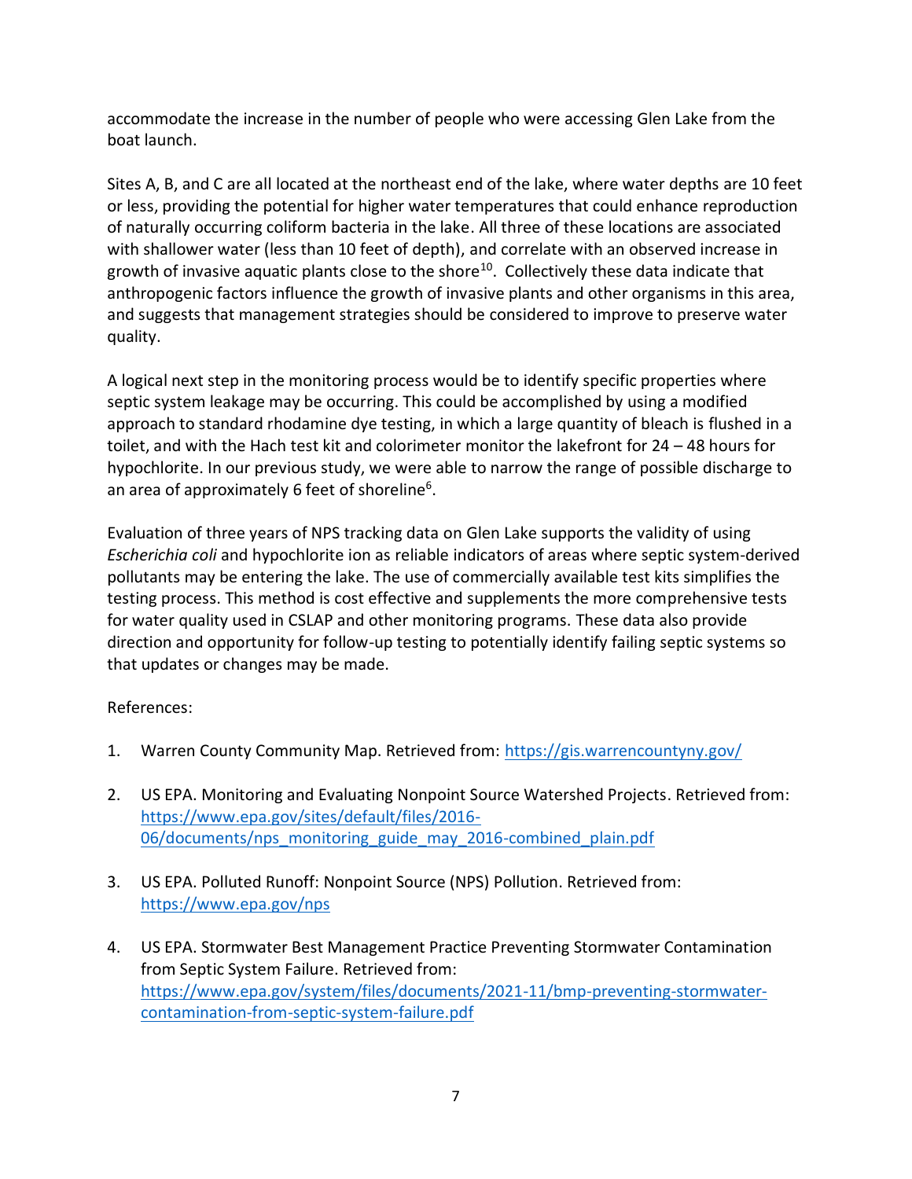accommodate the increase in the number of people who were accessing Glen Lake from the boat launch.

Sites A, B, and C are all located at the northeast end of the lake, where water depths are 10 feet or less, providing the potential for higher water temperatures that could enhance reproduction of naturally occurring coliform bacteria in the lake. All three of these locations are associated with shallower water (less than 10 feet of depth), and correlate with an observed increase in growth of invasive aquatic plants close to the shore[10]. Collectively these data indicate that anthropogenic factors influence the growth of invasive plants and other organisms in this area, and suggests that management strategies should be considered to improve to preserve water quality.

A logical next step in the monitoring process would be to identify specific properties where septic system leakage may be occurring. This could be accomplished by using a modified approach to standard rhodamine dye testing, in which a large quantity of bleach is flushed in a toilet, and with the Hach test kit and colorimeter monitor the lakefront for 24 – 48 hours for hypochlorite. In our previous study, we were able to narrow the range of possible discharge to an area of approximately 6 feet of shoreline[6].

Evaluation of three years of NPS tracking data on Glen Lake supports the validity of using *Escherichia coli* and hypochlorite ion as reliable indicators of areas where septic system-derived pollutants may be entering the lake. The use of commercially available test kits simplifies the testing process. This method is cost effective and supplements the more comprehensive tests for water quality used in CSLAP and other monitoring programs. These data also provide direction and opportunity for follow-up testing to potentially identify failing septic systems so that updates or changes may be made.

References:

1. Warren County Community Map. Retrieved from: https://gis.warrencountyny.gov/

2. US EPA. Monitoring and Evaluating Nonpoint Source Watershed Projects. Retrieved from: https://www.epa.gov/sites/default/files/2016-06/documents/nps_monitoring_guide_may_2016-combined_plain.pdf

3. US EPA. Polluted Runoff: Nonpoint Source (NPS) Pollution. Retrieved from: https://www.epa.gov/nps

4. US EPA. Stormwater Best Management Practice Preventing Stormwater Contamination from Septic System Failure. Retrieved from: https://www.epa.gov/system/files/documents/2021-11/bmp-preventing-stormwater-contamination-from-septic-system-failure.pdf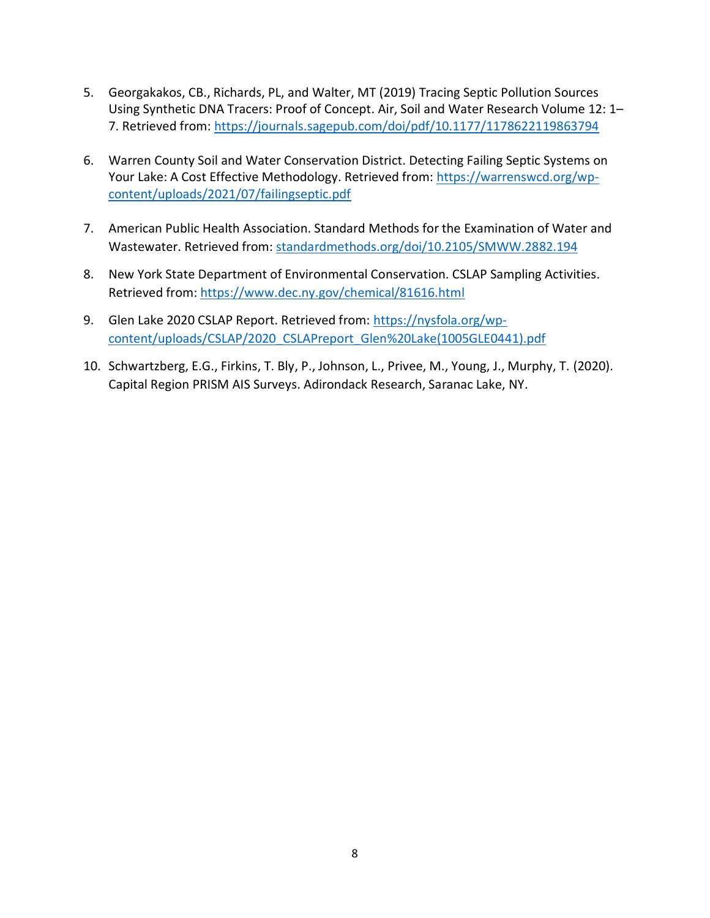5. Georgakakos, CB., Richards, PL, and Walter, MT (2019) Tracing Septic Pollution Sources Using Synthetic DNA Tracers: Proof of Concept. Air, Soil and Water Research Volume 12: 1–7. Retrieved from: https://journals.sagepub.com/doi/pdf/10.1177/1178622119863794

6. Warren County Soil and Water Conservation District. Detecting Failing Septic Systems on Your Lake: A Cost Effective Methodology. Retrieved from: https://warrenswcd.org/wp-content/uploads/2021/07/failingseptic.pdf

7. American Public Health Association. Standard Methods for the Examination of Water and Wastewater. Retrieved from: standardmethods.org/doi/10.2105/SMWW.2882.194

8. New York State Department of Environmental Conservation. CSLAP Sampling Activities. Retrieved from: https://www.dec.ny.gov/chemical/81616.html

9. Glen Lake 2020 CSLAP Report. Retrieved from: https://nysfola.org/wp-content/uploads/CSLAP/2020_CSLAPreport_Glen%20Lake(1005GLE0441).pdf

10. Schwartzberg, E.G., Firkins, T. Bly, P., Johnson, L., Privee, M., Young, J., Murphy, T. (2020). Capital Region PRISM AIS Surveys. Adirondack Research, Saranac Lake, NY.